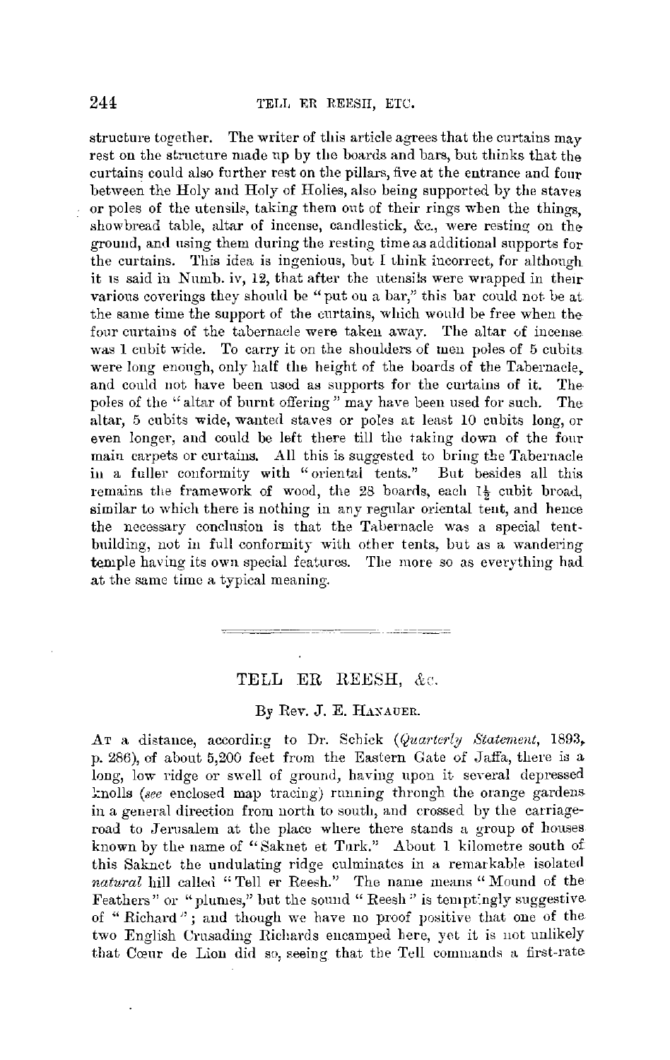structure together. The writer of this article agrees that the curtains may rest on the structure made up by the boards and bars, but thinks that the curtains could also further rest on the pillars, five at the entrance and four between the Holy and Holy of Holies, also being supported by the staves or poles of the utensils, taking them out of their rings when the things, showbread table, altar of incense, candlestick, &c., were resting on the ground, and using them during the resting time as additional supports for the curtains. This idea is ingenious, but I think incorrect, for although it is said in Numb. iv, 12, that after the utensils were wrapped in their various coverings they should be "put on a bar," this bar could not be at the same time the support of the curtains, which would be free when the four curtains of the tabernacle were taken away. The altar of incense was 1 cubit wide. To carry it on the shoulders of men poles of 5 cubits were long enough, only half the height of the boards of the Tabernacle, and could not have been used as supports for the curtains of it. The poles of the "altar of burnt offering" may have been used for such. The altar, 5 cubits wide, wanted staves or poles at least 10 cubits long, or even longer, and could be left there till the taking down of the four main carpets or curtains. All this is suggested to bring the Tabernacle in a fuller conformity with "oriental tents." But besides all this remains the framework of wood, the 28 boards, each $1\frac{1}{2}$ cubit broad, similar to which there is nothing in any regular oriental tent, and hence the necessary conclusion is that the Tabernacle was a special tent-building, not in full conformity with other tents, but as a wandering temple having its own special features. The more so as everything had at the same time a typical meaning.

---

## TELL ER REESH, &c.

By Rev. J. E. Hanauer.

At a distance, according to Dr. Schick (*Quarterly Statement*, 1893, p. 286), of about 5,200 feet from the Eastern Gate of Jaffa, there is a long, low ridge or swell of ground, having upon it several depressed knolls (*see* enclosed map tracing) running through the orange gardens in a general direction from north to south, and crossed by the carriage-road to Jerusalem at the place where there stands a group of houses known by the name of "Saknet et Turk." About 1 kilometre south of this Saknet the undulating ridge culminates in a remarkable isolated *natural* hill called "Tell er Reesh." The name means "Mound of the Feathers" or "plumes," but the sound "Reesh" is temptingly suggestive of "Richard"; and though we have no proof positive that one of the two English Crusading Richards encamped here, yet it is not unlikely that Cœur de Lion did so, seeing that the Tell commands a first-rate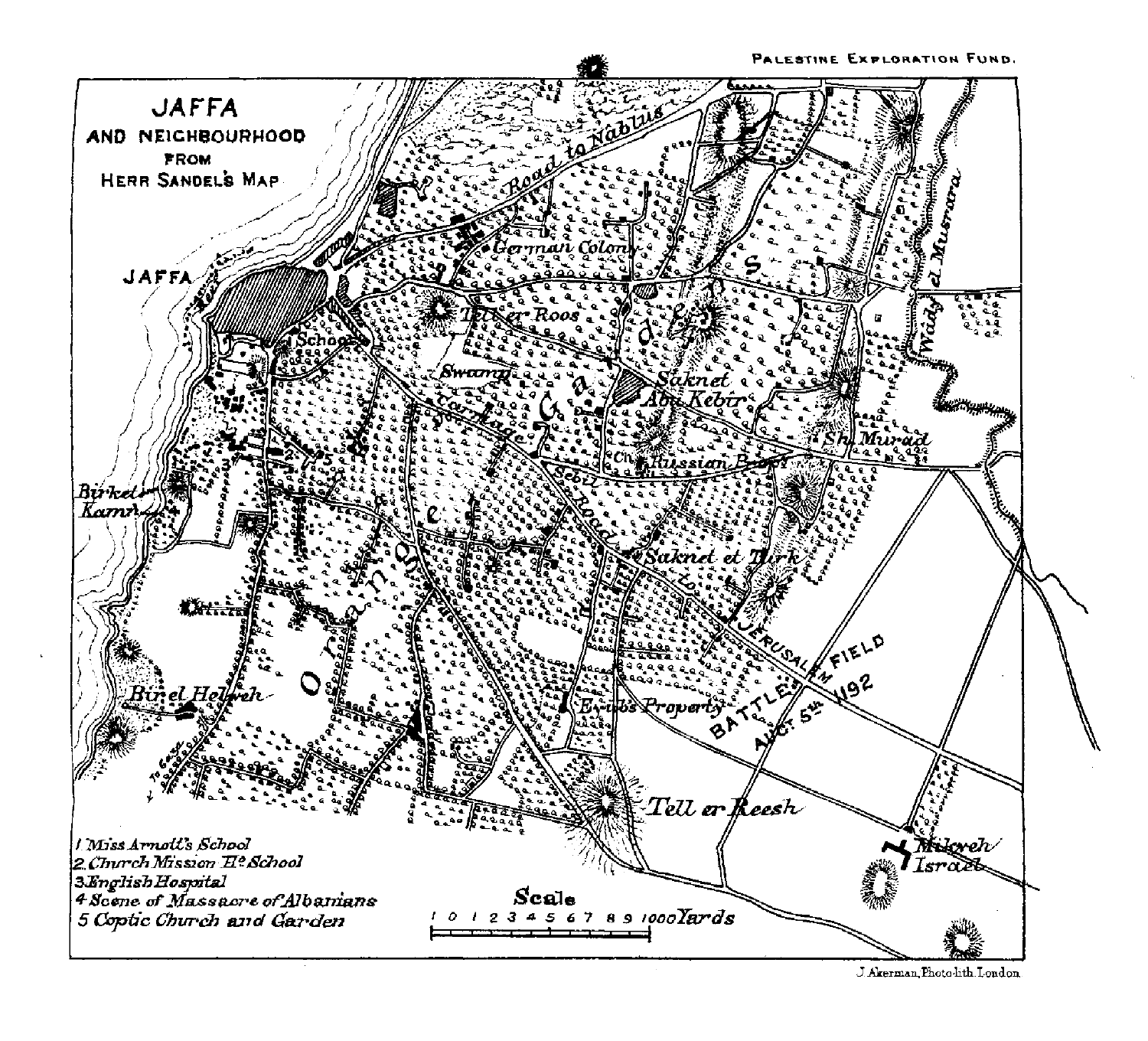PALESTINE EXPLORATION FUND.

# JAFFA AND NEIGHBOURHOOD FROM HERR SANDEL'S MAP

JAFFA

Road to Nablus

German Colony

Tell er Roos

School

Swamp

Carriage

Saknet Abu Kebir

Ch. Russian Bldgs

Sh. Murad

Sebil

Road

Saknet et Turk

to Jerusalem

Birket Kamr

Bir el Helweh

Oranges

Gardens

Eyubs Property

BATTLE FIELD AUG. 5th 1192

Wady el Musrara

Tell er Reesh

Mikveh Israel

To Gaza

1. Miss Arnott's School
2. Church Mission Hr. School
3. English Hospital
4. Scene of Massacre of Albanians
5. Coptic Church and Garden

Scale

0 1 2 3 4 5 6 7 8 9 1000 Yards

J. Akerman, Photo-lith. London.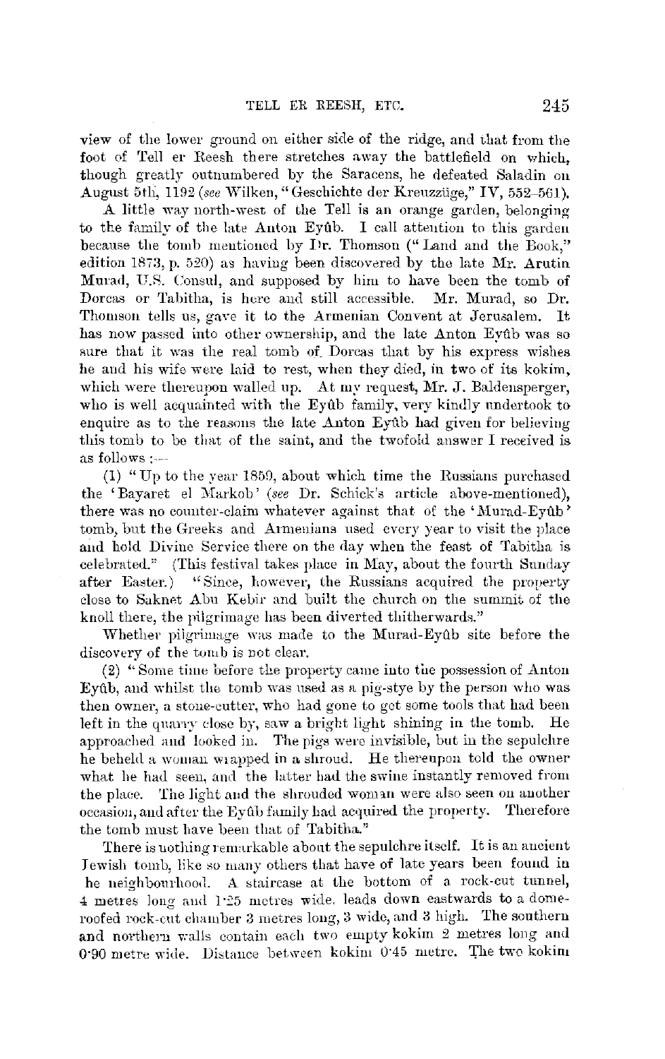view of the lower ground on either side of the ridge, and that from the foot of Tell er Reesh there stretches away the battlefield on which, though greatly outnumbered by the Saracens, he defeated Saladin on August 5th, 1192 (*see* Wilken, "Geschichte der Kreuzzüge," IV, 552–561).

A little way north-west of the Tell is an orange garden, belonging to the family of the late Anton Eyûb. I call attention to this garden because the tomb mentioned by Dr. Thomson ("Land and the Book," edition 1873, p. 520) as having been discovered by the late Mr. Arutin Murad, U.S. Consul, and supposed by him to have been the tomb of Dorcas or Tabitha, is here and still accessible. Mr. Murad, so Dr. Thomson tells us, gave it to the Armenian Convent at Jerusalem. It has now passed into other ownership, and the late Anton Eyûb was so sure that it was the real tomb of Dorcas that by his express wishes he and his wife were laid to rest, when they died, in two of its kokim, which were thereupon walled up. At my request, Mr. J. Baldensperger, who is well acquainted with the Eyûb family, very kindly undertook to enquire as to the reasons the late Anton Eyûb had given for believing this tomb to be that of the saint, and the twofold answer I received is as follows :—

(1) "Up to the year 1859, about which time the Russians purchased the 'Bayaret el Markob' (*see* Dr. Schick's article above-mentioned), there was no counter-claim whatever against that of the 'Murad-Eyûb' tomb, but the Greeks and Armenians used every year to visit the place and hold Divine Service there on the day when the feast of Tabitha is celebrated." (This festival takes place in May, about the fourth Sunday after Easter.) "Since, however, the Russians acquired the property close to Saknet Abu Kebir and built the church on the summit of the knoll there, the pilgrimage has been diverted thitherwards."

Whether pilgrimage was made to the Murad-Eyûb site before the discovery of the tomb is not clear.

(2) "Some time before the property came into the possession of Anton Eyûb, and whilst the tomb was used as a pig-stye by the person who was then owner, a stone-cutter, who had gone to get some tools that had been left in the quarry close by, saw a bright light shining in the tomb. He approached and looked in. The pigs were invisible, but in the sepulchre he beheld a woman wrapped in a shroud. He thereupon told the owner what he had seen, and the latter had the swine instantly removed from the place. The light and the shrouded woman were also seen on another occasion, and after the Eyûb family had acquired the property. Therefore the tomb must have been that of Tabitha."

There is nothing remarkable about the sepulchre itself. It is an ancient Jewish tomb, like so many others that have of late years been found in he neighbourhood. A staircase at the bottom of a rock-cut tunnel, 4 metres long and 1·25 metres wide, leads down eastwards to a dome-roofed rock-cut chamber 3 metres long, 3 wide, and 3 high. The southern and northern walls contain each two empty kokim 2 metres long and 0·90 metre wide. Distance between kokim 0·45 metre. The two kokim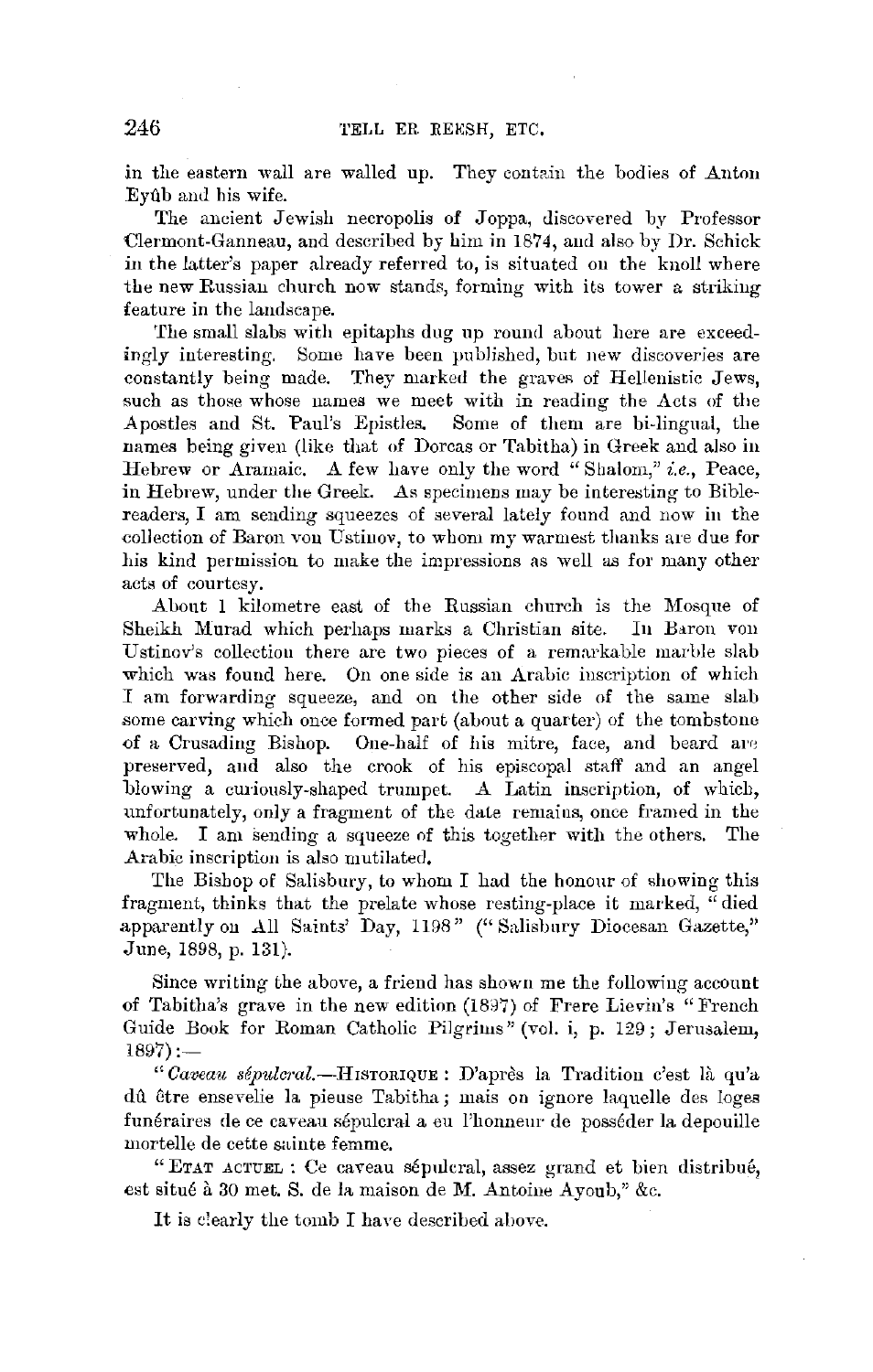in the eastern wall are walled up. They contain the bodies of Anton Eyûb and his wife.

The ancient Jewish necropolis of Joppa, discovered by Professor Clermont-Ganneau, and described by him in 1874, and also by Dr. Schick in the latter's paper already referred to, is situated on the knoll where the new Russian church now stands, forming with its tower a striking feature in the landscape.

The small slabs with epitaphs dug up round about here are exceedingly interesting. Some have been published, but new discoveries are constantly being made. They marked the graves of Hellenistic Jews, such as those whose names we meet with in reading the Acts of the Apostles and St. Paul's Epistles. Some of them are bi-lingual, the names being given (like that of Dorcas or Tabitha) in Greek and also in Hebrew or Aramaic. A few have only the word "Shalom," *i.e.*, Peace, in Hebrew, under the Greek. As specimens may be interesting to Bible-readers, I am sending squeezes of several lately found and now in the collection of Baron von Ustinov, to whom my warmest thanks are due for his kind permission to make the impressions as well as for many other acts of courtesy.

About 1 kilometre east of the Russian church is the Mosque of Sheikh Murad which perhaps marks a Christian site. In Baron von Ustinov's collection there are two pieces of a remarkable marble slab which was found here. On one side is an Arabic inscription of which I am forwarding squeeze, and on the other side of the same slab some carving which once formed part (about a quarter) of the tombstone of a Crusading Bishop. One-half of his mitre, face, and beard are preserved, and also the crook of his episcopal staff and an angel blowing a curiously-shaped trumpet. A Latin inscription, of which, unfortunately, only a fragment of the date remains, once framed in the whole. I am sending a squeeze of this together with the others. The Arabic inscription is also mutilated.

The Bishop of Salisbury, to whom I had the honour of showing this fragment, thinks that the prelate whose resting-place it marked, "died apparently on All Saints' Day, 1198" ("Salisbury Diocesan Gazette," June, 1898, p. 131).

Since writing the above, a friend has shown me the following account of Tabitha's grave in the new edition (1897) of Frere Lievin's "French Guide Book for Roman Catholic Pilgrims" (vol. i, p. 129; Jerusalem, 1897):—

"*Caveau sépulcral.*—HISTORIQUE : D'après la Tradition c'est là qu'a dû être ensevelie la pieuse Tabitha ; mais on ignore laquelle des loges funéraires de ce caveau sépulcral a eu l'honneur de posséder la depouille mortelle de cette sainte femme.

"ETAT ACTUEL : Ce caveau sépulcral, assez grand et bien distribué, est situé à 30 met. S. de la maison de M. Antoine Ayoub," &c.

It is clearly the tomb I have described above.